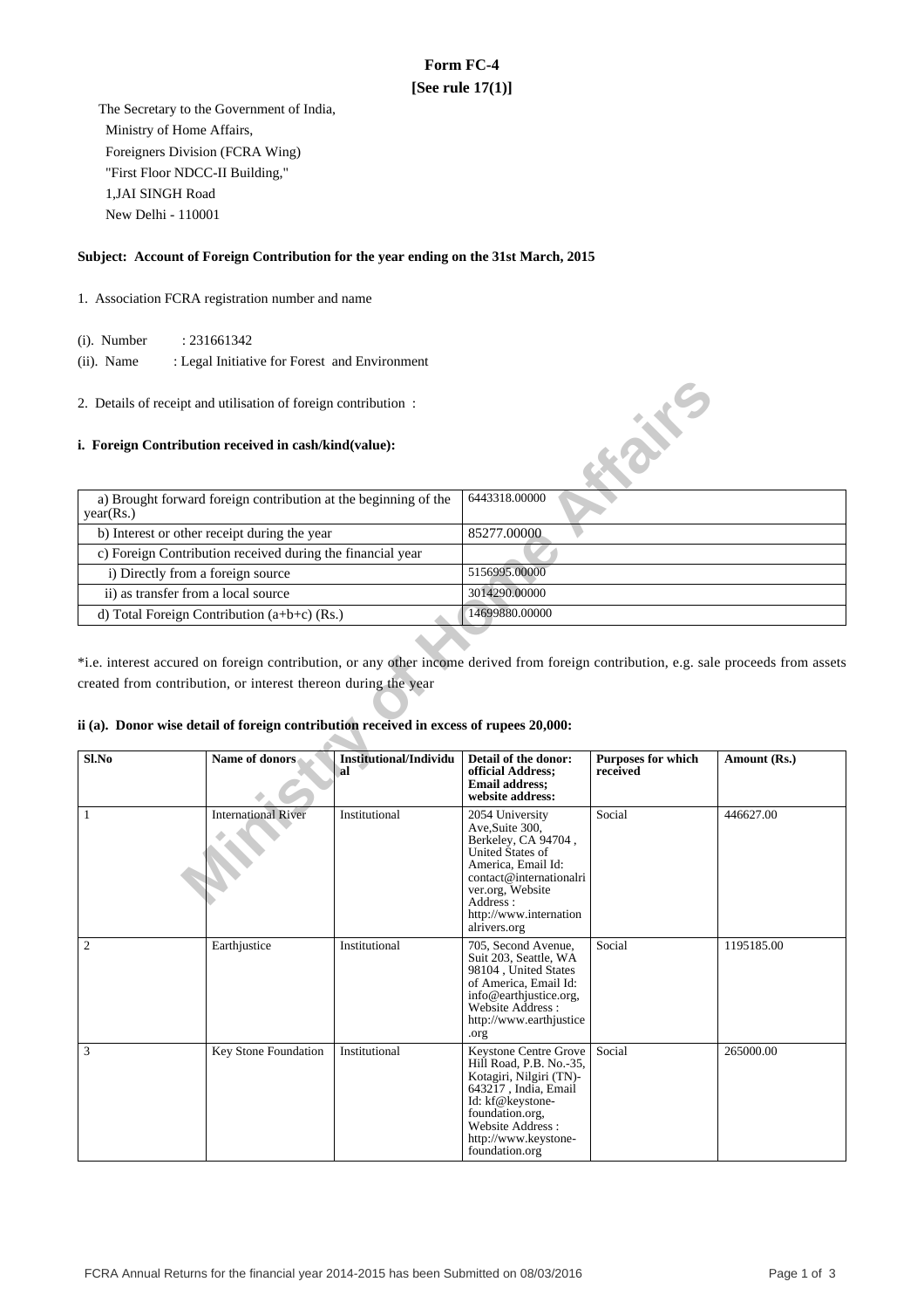# Form FC-4

**[See rule 17(1)]**

The Secretary to the Government of India,
Ministry of Home Affairs,
Foreigners Division (FCRA Wing)
"First Floor NDCC-II Building,"
1,JAI SINGH Road
New Delhi - 110001

**Subject: Account of Foreign Contribution for the year ending on the 31st March, 2015**

1. Association FCRA registration number and name

(i). Number : 231661342

(ii). Name : Legal Initiative for Forest and Environment

2. Details of receipt and utilisation of foreign contribution :

**i. Foreign Contribution received in cash/kind(value):**

| | |
|---|---|
| a) Brought forward foreign contribution at the beginning of the year(Rs.) | 6443318.00000 |
| b) Interest or other receipt during the year | 85277.00000 |
| c) Foreign Contribution received during the financial year | |
| i) Directly from a foreign source | 5156995.00000 |
| ii) as transfer from a local source | 3014290.00000 |
| d) Total Foreign Contribution (a+b+c) (Rs.) | 14699880.00000 |

*i.e. interest accured on foreign contribution, or any other income derived from foreign contribution, e.g. sale proceeds from assets created from contribution, or interest thereon during the year

**ii (a). Donor wise detail of foreign contribution received in excess of rupees 20,000:**

| Sl.No | Name of donors | Institutional/Individual | Detail of the donor: official Address; Email address; website address: | Purposes for which received | Amount (Rs.) |
|---|---|---|---|---|---|
| 1 | International River | Institutional | 2054 University Ave,Suite 300, Berkeley, CA 94704 , United States of America, Email Id: contact@internationalriver.org, Website Address : http://www.internationalrivers.org | Social | 446627.00 |
| 2 | Earthjustice | Institutional | 705, Second Avenue, Suit 203, Seattle, WA 98104 , United States of America, Email Id: info@earthjustice.org, Website Address : http://www.earthjustice.org | Social | 1195185.00 |
| 3 | Key Stone Foundation | Institutional | Keystone Centre Grove Hill Road, P.B. No.-35, Kotagiri, Nilgiri (TN)-643217 , India, Email Id: kf@keystone-foundation.org, Website Address : http://www.keystone-foundation.org | Social | 265000.00 |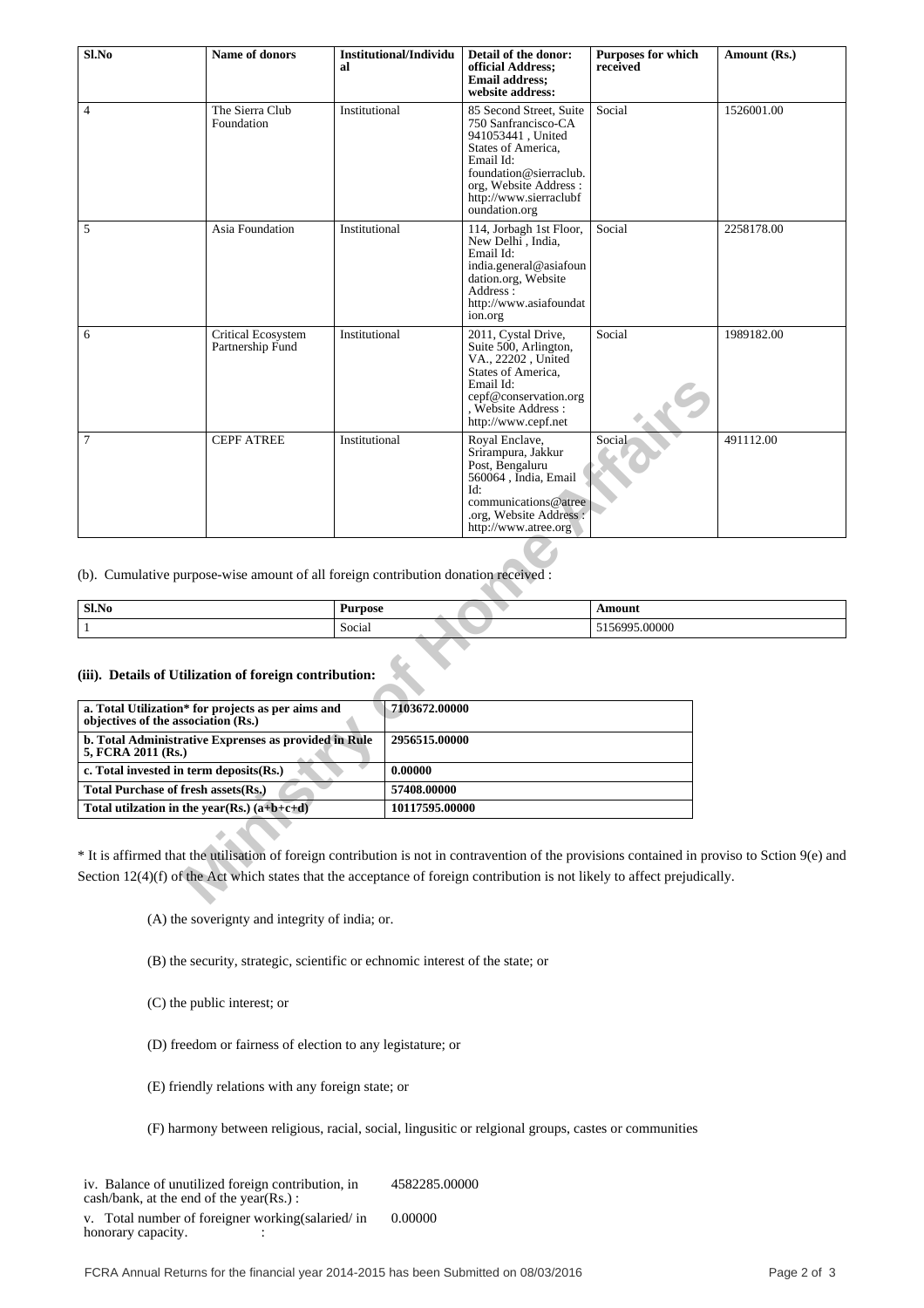| Sl.No | Name of donors | Institutional/Individual | Detail of the donor: official Address; Email address; website address: | Purposes for which received | Amount (Rs.) |
|---|---|---|---|---|---|
| 4 | The Sierra Club Foundation | Institutional | 85 Second Street, Suite 750 Sanfrancisco-CA 941053441 , United States of America, Email Id: foundation@sierraclub.org, Website Address : http://www.sierraclubfoundation.org | Social | 1526001.00 |
| 5 | Asia Foundation | Institutional | 114, Jorbagh 1st Floor, New Delhi , India, Email Id: india.general@asiafoundation.org, Website Address : http://www.asiafoundation.org | Social | 2258178.00 |
| 6 | Critical Ecosystem Partnership Fund | Institutional | 2011, Cystal Drive, Suite 500, Arlington, VA., 22202 , United States of America, Email Id: cepf@conservation.org , Website Address : http://www.cepf.net | Social | 1989182.00 |
| 7 | CEPF ATREE | Institutional | Royal Enclave, Srirampura, Jakkur Post, Bengaluru 560064 , India, Email Id: communications@atree.org, Website Address : http://www.atree.org | Social | 491112.00 |

(b). Cumulative purpose-wise amount of all foreign contribution donation received :

| Sl.No | Purpose | Amount |
|---|---|---|
| 1 | Social | 5156995.00000 |

### (iii). Details of Utilization of foreign contribution:

| | |
|---|---|
| **a. Total Utilization* for projects as per aims and objectives of the association (Rs.)** | **7103672.00000** |
| **b. Total Administrative Exprenses as provided in Rule 5, FCRA 2011 (Rs.)** | **2956515.00000** |
| **c. Total invested in term deposits(Rs.)** | **0.00000** |
| **Total Purchase of fresh assets(Rs.)** | **57408.00000** |
| **Total utilzation in the year(Rs.) (a+b+c+d)** | **10117595.00000** |

* It is affirmed that the utilisation of foreign contribution is not in contravention of the provisions contained in proviso to Sction 9(e) and Section 12(4)(f) of the Act which states that the acceptance of foreign contribution is not likely to affect prejudically.

(A) the soverignty and integrity of india; or.

(B) the security, strategic, scientific or echnomic interest of the state; or

(C) the public interest; or

(D) freedom or fairness of election to any legistature; or

(E) friendly relations with any foreign state; or

(F) harmony between religious, racial, social, lingusitic or relgional groups, castes or communities

| | |
|---|---|
| iv. Balance of unutilized foreign contribution, in cash/bank, at the end of the year(Rs.) : | 4582285.00000 |
| v. Total number of foreigner working(salaried/ in honorary capacity. : | 0.00000 |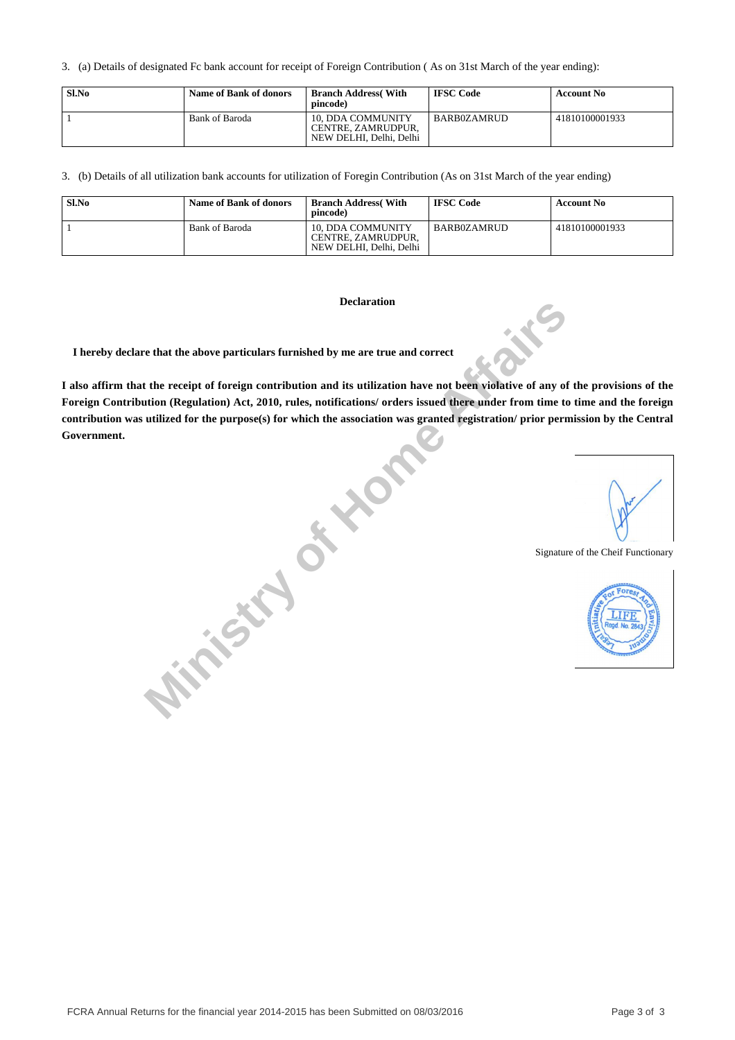3. (a) Details of designated Fc bank account for receipt of Foreign Contribution ( As on 31st March of the year ending):

| Sl.No | Name of Bank of donors | Branch Address( With pincode) | IFSC Code | Account No |
|---|---|---|---|---|
| 1 | Bank of Baroda | 10, DDA COMMUNITY CENTRE, ZAMRUDPUR, NEW DELHI, Delhi, Delhi | BARB0ZAMRUD | 41810100001933 |

3. (b) Details of all utilization bank accounts for utilization of Foregin Contribution (As on 31st March of the year ending)

| Sl.No | Name of Bank of donors | Branch Address( With pincode) | IFSC Code | Account No |
|---|---|---|---|---|
| 1 | Bank of Baroda | 10, DDA COMMUNITY CENTRE, ZAMRUDPUR, NEW DELHI, Delhi, Delhi | BARB0ZAMRUD | 41810100001933 |

**Declaration**

**I hereby declare that the above particulars furnished by me are true and correct**

**I also affirm that the receipt of foreign contribution and its utilization have not been violative of any of the provisions of the Foreign Contribution (Regulation) Act, 2010, rules, notifications/ orders issued there under from time to time and the foreign contribution was utilized for the purpose(s) for which the association was granted registration/ prior permission by the Central Government.**

Signature of the Cheif Functionary

FCRA Annual Returns for the financial year 2014-2015 has been Submitted on 08/03/2016